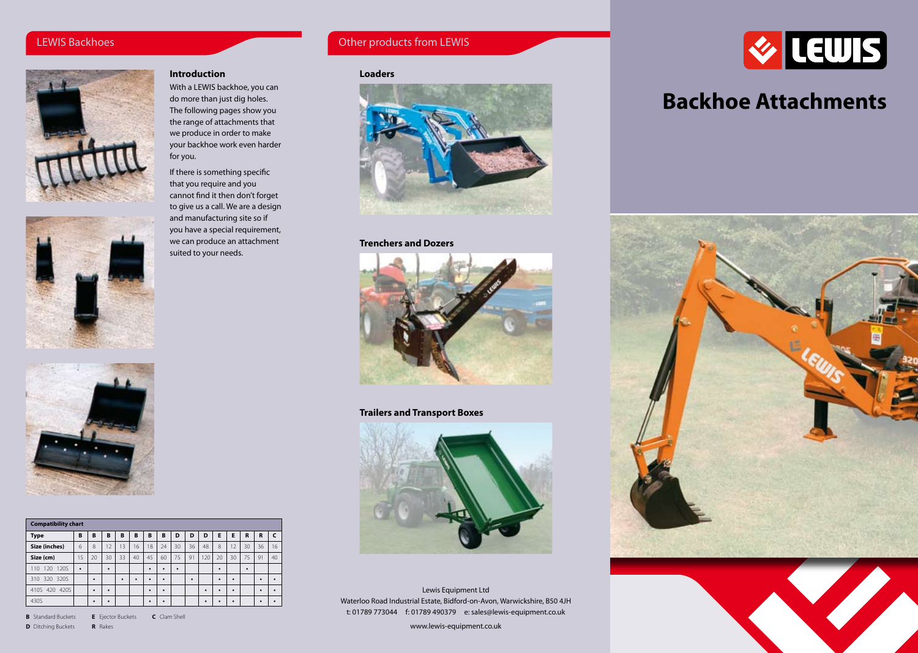## LEWIS Backhoes

### Introduction

With a LEWIS backhoe, you can do more than just dig holes. The following pages show you the range of attachments that we produce in order to make your backhoe work even harder for you.

If there is something specific that you require and you cannot find it then don't forget to give us a call. We are a design and manufacturing site so if you have a special requirement, we can produce an attachment suited to your needs.

| Compatibility chart | | | | | | | | | | | | | | | |
|---|---|---|---|---|---|---|---|---|---|---|---|---|---|---|---|
| **Type** | **B** | **B** | **B** | **B** | **B** | **B** | **B** | **D** | **D** | **D** | **E** | **E** | **R** | **R** | **C** |
| **Size (inches)** | 6 | 8 | 12 | 13 | 16 | 18 | 24 | 30 | 36 | 48 | 8 | 12 | 30 | 36 | 16 |
| **Size (cm)** | 15 | 20 | 30 | 33 | 40 | 45 | 60 | 75 | 91 | 120 | 20 | 30 | 75 | 91 | 40 |
| 110 120 120S | • | | • | | | • | • | • | | | • | | • | | |
| 310 320 320S | | • | | • | • | • | • | | • | | • | • | | • | • |
| 410S 420 420S | | • | • | | | • | • | | | • | • | • | | • | • |
| 430S | | • | • | | | • | • | | | • | • | • | | • | • |

**B** Standard Buckets **E** Ejector Buckets **C** Clam Shell
**D** Ditching Buckets **R** Rakes

## Other products from LEWIS

### Loaders

### Trenchers and Dozers

### Trailers and Transport Boxes

Lewis Equipment Ltd
Waterloo Road Industrial Estate, Bidford-on-Avon, Warwickshire, B50 4JH
t: 01789 773044 f: 01789 490379 e: sales@lewis-equipment.co.uk

www.lewis-equipment.co.uk

LEWIS

# Backhoe Attachments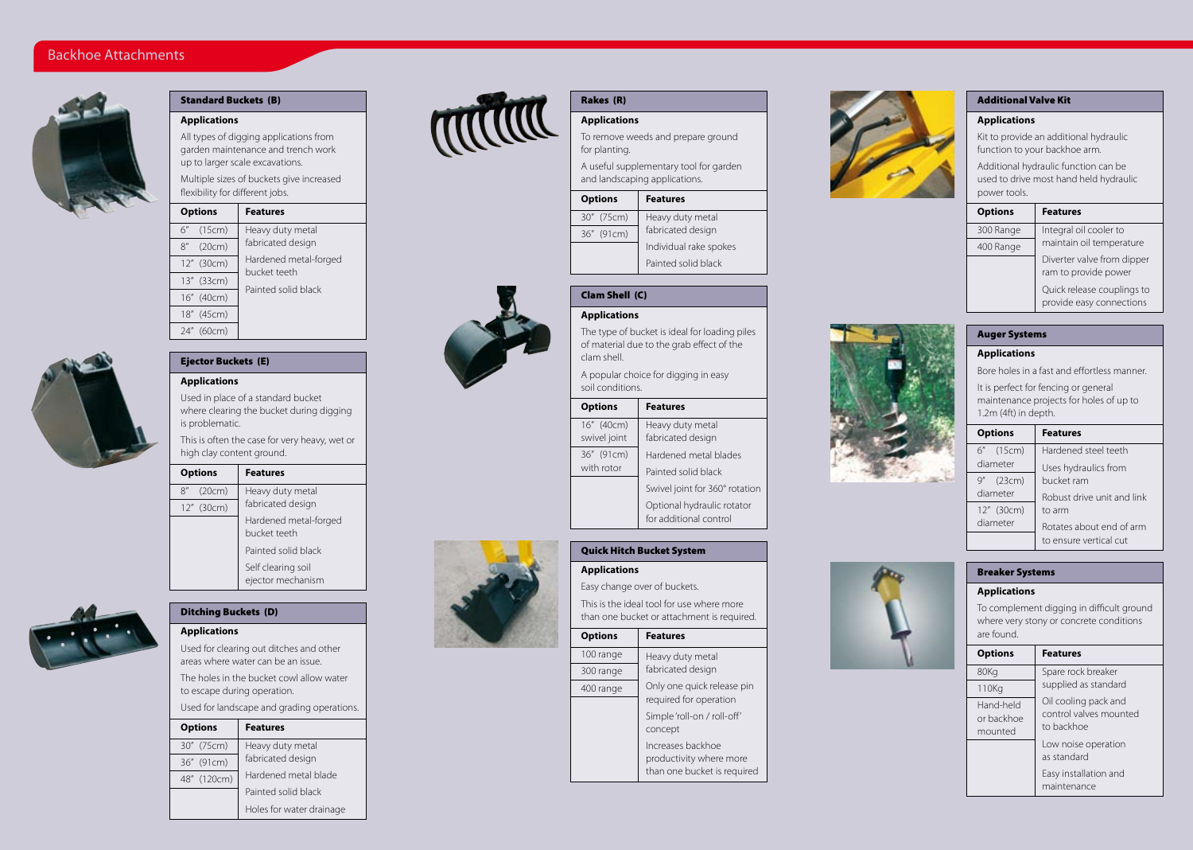# Backhoe Attachments

## Standard Buckets (B)

**Applications**

All types of digging applications from garden maintenance and trench work up to larger scale excavations.

Multiple sizes of buckets give increased flexibility for different jobs.

| Options | Features |
|---|---|
| 6" (15cm) | Heavy duty metal fabricated design |
| 8" (20cm) | Hardened metal-forged bucket teeth |
| 12" (30cm) | Painted solid black |
| 13" (33cm) | |
| 16" (40cm) | |
| 18" (45cm) | |
| 24" (60cm) | |

## Ejector Buckets (E)

**Applications**

Used in place of a standard bucket where clearing the bucket during digging is problematic.

This is often the case for very heavy, wet or high clay content ground.

| Options | Features |
|---|---|
| 8" (20cm) | Heavy duty metal fabricated design |
| 12" (30cm) | Hardened metal-forged bucket teeth |
| | Painted solid black |
| | Self clearing soil ejector mechanism |

## Ditching Buckets (D)

**Applications**

Used for clearing out ditches and other areas where water can be an issue.

The holes in the bucket cowl allow water to escape during operation.

Used for landscape and grading operations.

| Options | Features |
|---|---|
| 30" (75cm) | Heavy duty metal fabricated design |
| 36" (91cm) | Hardened metal blade |
| 48" (120cm) | Painted solid black |
| | Holes for water drainage |

## Rakes (R)

**Applications**

To remove weeds and prepare ground for planting.

A useful supplementary tool for garden and landscaping applications.

| Options | Features |
|---|---|
| 30" (75cm) | Heavy duty metal fabricated design |
| 36" (91cm) | Individual rake spokes |
| | Painted solid black |

## Clam Shell (C)

**Applications**

The type of bucket is ideal for loading piles of material due to the grab effect of the clam shell.

A popular choice for digging in easy soil conditions.

| Options | Features |
|---|---|
| 16" (40cm) swivel joint | Heavy duty metal fabricated design |
| 36" (91cm) with rotor | Hardened metal blades |
| | Painted solid black |
| | Swivel joint for 360° rotation |
| | Optional hydraulic rotator for additional control |

## Quick Hitch Bucket System

**Applications**

Easy change over of buckets.

This is the ideal tool for use where more than one bucket or attachment is required.

| Options | Features |
|---|---|
| 100 range | Heavy duty metal fabricated design |
| 300 range | Only one quick release pin required for operation |
| 400 range | Simple 'roll-on / roll-off' concept |
| | Increases backhoe productivity where more than one bucket is required |

## Additional Valve Kit

**Applications**

Kit to provide an additional hydraulic function to your backhoe arm.

Additional hydraulic function can be used to drive most hand held hydraulic power tools.

| Options | Features |
|---|---|
| 300 Range | Integral oil cooler to maintain oil temperature |
| 400 Range | Diverter valve from dipper ram to provide power |
| | Quick release couplings to provide easy connections |

## Auger Systems

**Applications**

Bore holes in a fast and effortless manner.

It is perfect for fencing or general maintenance projects for holes of up to 1.2m (4ft) in depth.

| Options | Features |
|---|---|
| 6" (15cm) diameter | Hardened steel teeth |
| 9" (23cm) diameter | Uses hydraulics from bucket ram |
| 12" (30cm) diameter | Robust drive unit and link to arm |
| | Rotates about end of arm to ensure vertical cut |

## Breaker Systems

**Applications**

To complement digging in difficult ground where very stony or concrete conditions are found.

| Options | Features |
|---|---|
| 80Kg | Spare rock breaker supplied as standard |
| 110Kg | Oil cooling pack and control valves mounted to backhoe |
| Hand-held or backhoe mounted | Low noise operation as standard |
| | Easy installation and maintenance |